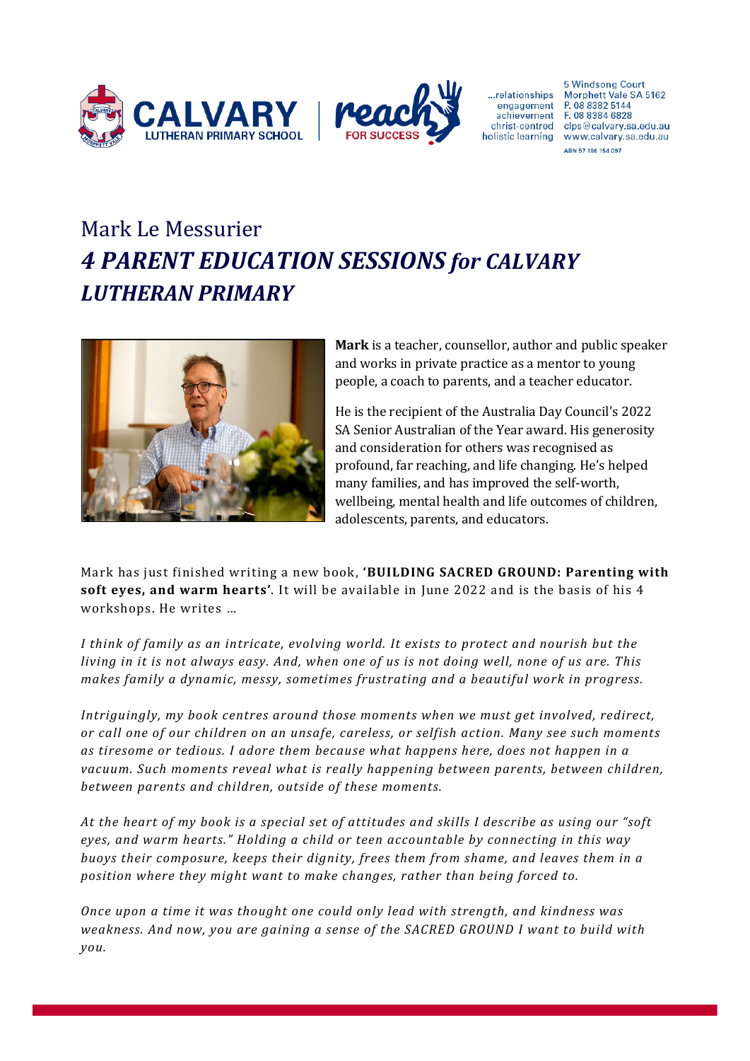CALVARY LUTHERAN PRIMARY SCHOOL | reach FOR SUCCESS

...relationships
engagement
achievement
christ-centred
holistic learning

5 Windsong Court
Morphett Vale SA 5162
P. 08 8382 5144
F. 08 8384 6828
clps@calvary.sa.edu.au
www.calvary.sa.edu.au
ABN 57 186 154 097

# Mark Le Messurier

## *4 PARENT EDUCATION SESSIONS for CALVARY LUTHERAN PRIMARY*

**Mark** is a teacher, counsellor, author and public speaker and works in private practice as a mentor to young people, a coach to parents, and a teacher educator.

He is the recipient of the Australia Day Council's 2022 SA Senior Australian of the Year award. His generosity and consideration for others was recognised as profound, far reaching, and life changing. He's helped many families, and has improved the self-worth, wellbeing, mental health and life outcomes of children, adolescents, parents, and educators.

Mark has just finished writing a new book, **'BUILDING SACRED GROUND: Parenting with soft eyes, and warm hearts'**. It will be available in June 2022 and is the basis of his 4 workshops. He writes …

*I think of family as an intricate, evolving world. It exists to protect and nourish but the living in it is not always easy. And, when one of us is not doing well, none of us are. This makes family a dynamic, messy, sometimes frustrating and a beautiful work in progress.*

*Intriguingly, my book centres around those moments when we must get involved, redirect, or call one of our children on an unsafe, careless, or selfish action. Many see such moments as tiresome or tedious. I adore them because what happens here, does not happen in a vacuum. Such moments reveal what is really happening between parents, between children, between parents and children, outside of these moments.*

*At the heart of my book is a special set of attitudes and skills I describe as using our "soft eyes, and warm hearts." Holding a child or teen accountable by connecting in this way buoys their composure, keeps their dignity, frees them from shame, and leaves them in a position where they might want to make changes, rather than being forced to.*

*Once upon a time it was thought one could only lead with strength, and kindness was weakness. And now, you are gaining a sense of the SACRED GROUND I want to build with you.*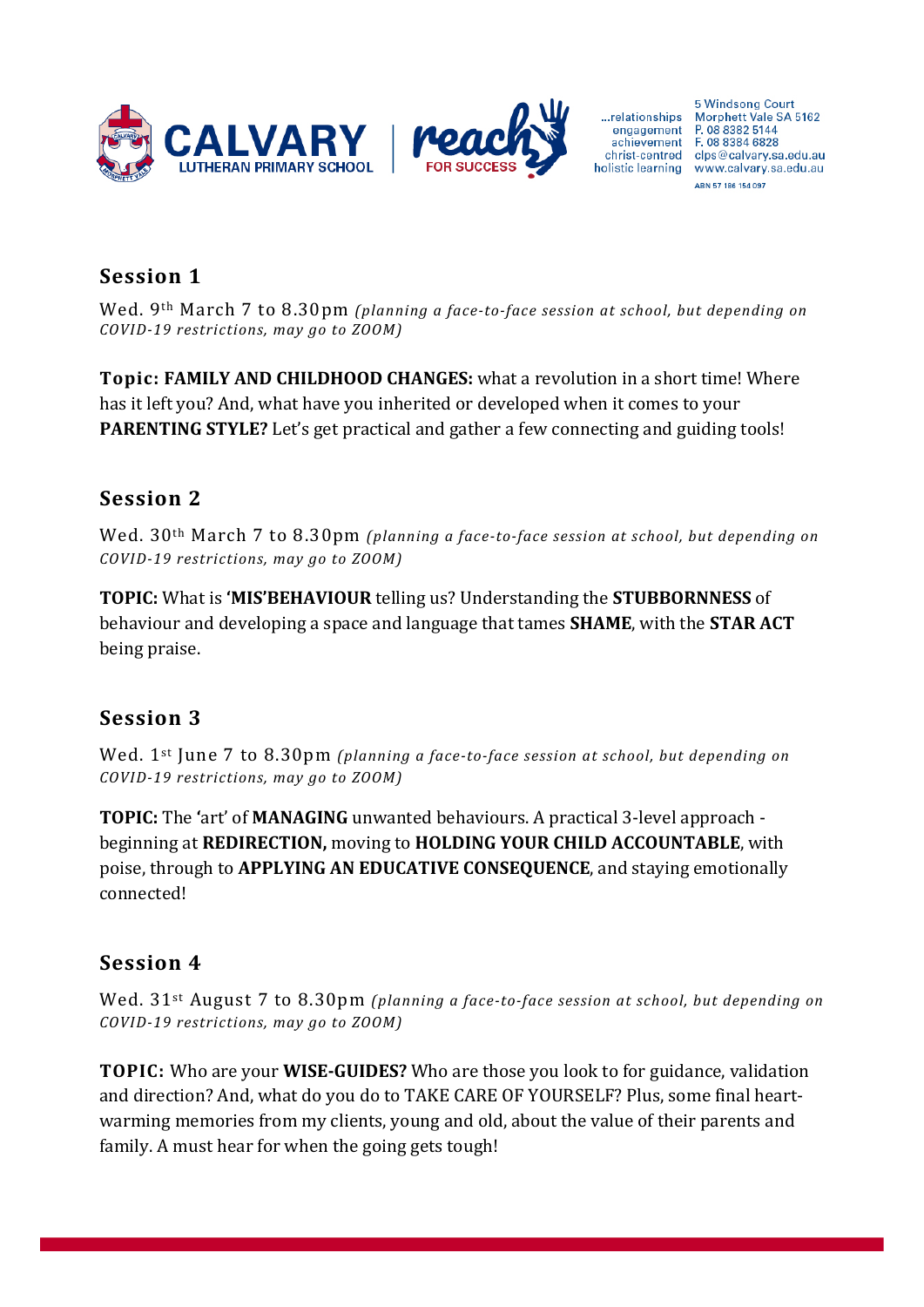## Session 1

Wed. 9th March 7 to 8.30pm *(planning a face-to-face session at school, but depending on COVID-19 restrictions, may go to ZOOM)*

**Topic: FAMILY AND CHILDHOOD CHANGES:** what a revolution in a short time! Where has it left you? And, what have you inherited or developed when it comes to your **PARENTING STYLE?** Let's get practical and gather a few connecting and guiding tools!

## Session 2

Wed. 30th March 7 to 8.30pm *(planning a face-to-face session at school, but depending on COVID-19 restrictions, may go to ZOOM)*

**TOPIC:** What is **'MIS'BEHAVIOUR** telling us? Understanding the **STUBBORNNESS** of behaviour and developing a space and language that tames **SHAME**, with the **STAR ACT** being praise.

## Session 3

Wed. 1st June 7 to 8.30pm *(planning a face-to-face session at school, but depending on COVID-19 restrictions, may go to ZOOM)*

**TOPIC:** The 'art' of **MANAGING** unwanted behaviours. A practical 3-level approach - beginning at **REDIRECTION,** moving to **HOLDING YOUR CHILD ACCOUNTABLE**, with poise, through to **APPLYING AN EDUCATIVE CONSEQUENCE**, and staying emotionally connected!

## Session 4

Wed. 31st August 7 to 8.30pm *(planning a face-to-face session at school, but depending on COVID-19 restrictions, may go to ZOOM)*

**TOPIC:** Who are your **WISE-GUIDES?** Who are those you look to for guidance, validation and direction? And, what do you do to TAKE CARE OF YOURSELF? Plus, some final heart-warming memories from my clients, young and old, about the value of their parents and family. A must hear for when the going gets tough!